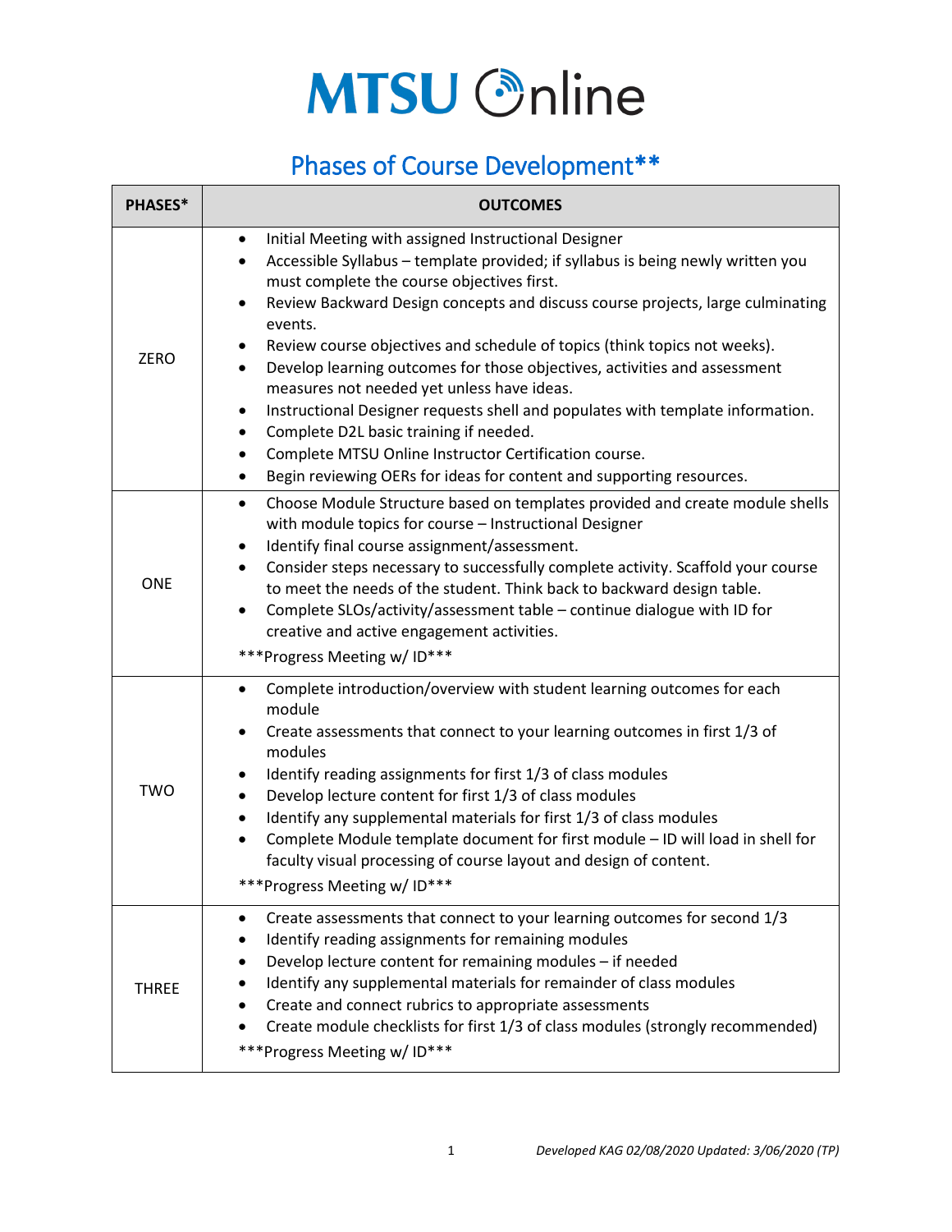# MTSU Online

## Phases of Course Development**

| PHASES* | OUTCOMES |
|---|---|
| ZERO | • Initial Meeting with assigned Instructional Designer<br>• Accessible Syllabus – template provided; if syllabus is being newly written you must complete the course objectives first.<br>• Review Backward Design concepts and discuss course projects, large culminating events.<br>• Review course objectives and schedule of topics (think topics not weeks).<br>• Develop learning outcomes for those objectives, activities and assessment measures not needed yet unless have ideas.<br>• Instructional Designer requests shell and populates with template information.<br>• Complete D2L basic training if needed.<br>• Complete MTSU Online Instructor Certification course.<br>• Begin reviewing OERs for ideas for content and supporting resources. |
| ONE | • Choose Module Structure based on templates provided and create module shells with module topics for course – Instructional Designer<br>• Identify final course assignment/assessment.<br>• Consider steps necessary to successfully complete activity. Scaffold your course to meet the needs of the student. Think back to backward design table.<br>• Complete SLOs/activity/assessment table – continue dialogue with ID for creative and active engagement activities.<br>***Progress Meeting w/ ID*** |
| TWO | • Complete introduction/overview with student learning outcomes for each module<br>• Create assessments that connect to your learning outcomes in first 1/3 of modules<br>• Identify reading assignments for first 1/3 of class modules<br>• Develop lecture content for first 1/3 of class modules<br>• Identify any supplemental materials for first 1/3 of class modules<br>• Complete Module template document for first module – ID will load in shell for faculty visual processing of course layout and design of content.<br>***Progress Meeting w/ ID*** |
| THREE | • Create assessments that connect to your learning outcomes for second 1/3<br>• Identify reading assignments for remaining modules<br>• Develop lecture content for remaining modules – if needed<br>• Identify any supplemental materials for remainder of class modules<br>• Create and connect rubrics to appropriate assessments<br>• Create module checklists for first 1/3 of class modules (strongly recommended)<br>***Progress Meeting w/ ID*** |

*Developed KAG 02/08/2020 Updated: 3/06/2020 (TP)*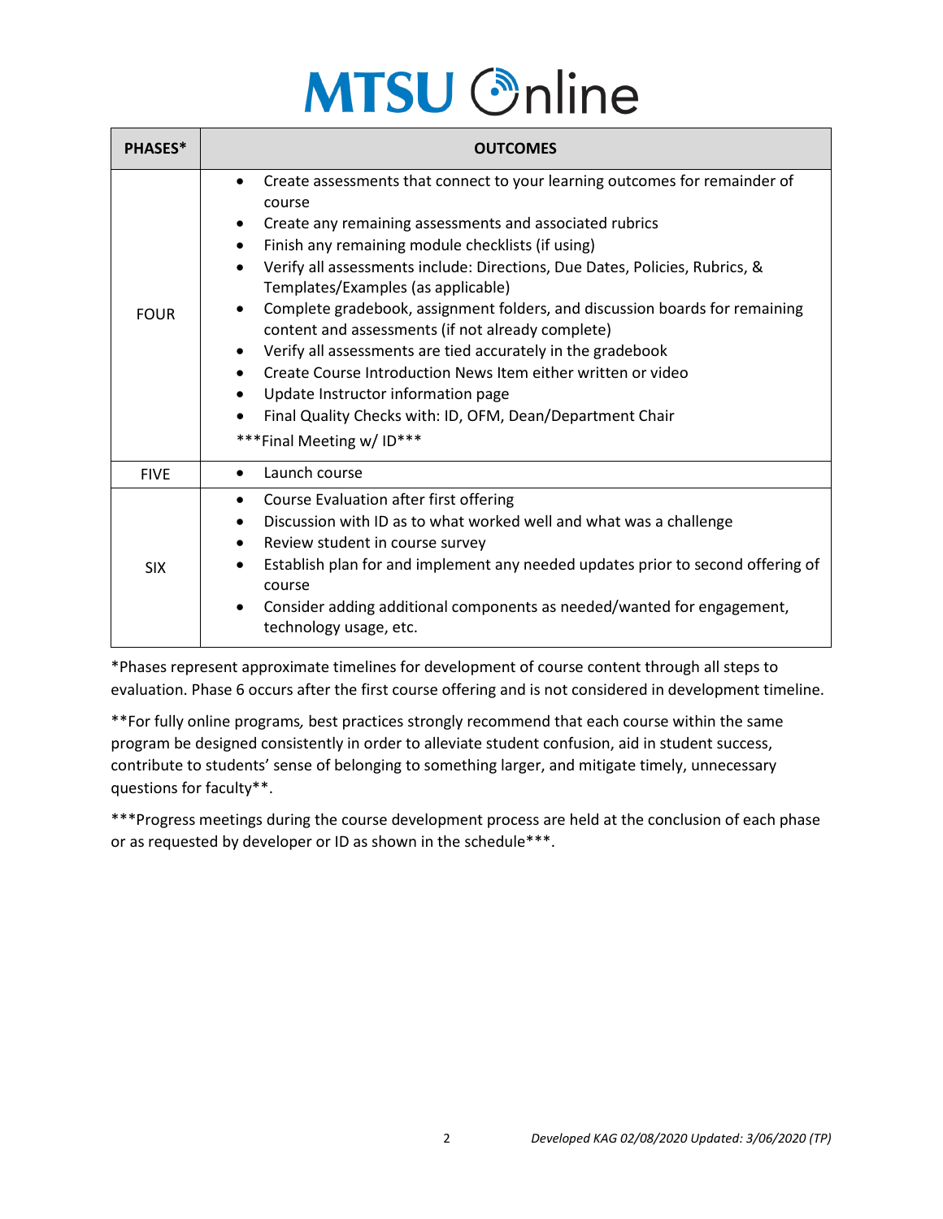# MTSU Online

| PHASES* | OUTCOMES |
|---|---|
| FOUR | • Create assessments that connect to your learning outcomes for remainder of course<br>• Create any remaining assessments and associated rubrics<br>• Finish any remaining module checklists (if using)<br>• Verify all assessments include: Directions, Due Dates, Policies, Rubrics, & Templates/Examples (as applicable)<br>• Complete gradebook, assignment folders, and discussion boards for remaining content and assessments (if not already complete)<br>• Verify all assessments are tied accurately in the gradebook<br>• Create Course Introduction News Item either written or video<br>• Update Instructor information page<br>• Final Quality Checks with: ID, OFM, Dean/Department Chair<br>***Final Meeting w/ ID*** |
| FIVE | • Launch course |
| SIX | • Course Evaluation after first offering<br>• Discussion with ID as to what worked well and what was a challenge<br>• Review student in course survey<br>• Establish plan for and implement any needed updates prior to second offering of course<br>• Consider adding additional components as needed/wanted for engagement, technology usage, etc. |

*Phases represent approximate timelines for development of course content through all steps to evaluation. Phase 6 occurs after the first course offering and is not considered in development timeline.

**For fully online programs*,* best practices strongly recommend that each course within the same program be designed consistently in order to alleviate student confusion, aid in student success, contribute to students' sense of belonging to something larger, and mitigate timely, unnecessary questions for faculty**.

***Progress meetings during the course development process are held at the conclusion of each phase or as requested by developer or ID as shown in the schedule***.

*Developed KAG 02/08/2020 Updated: 3/06/2020 (TP)*